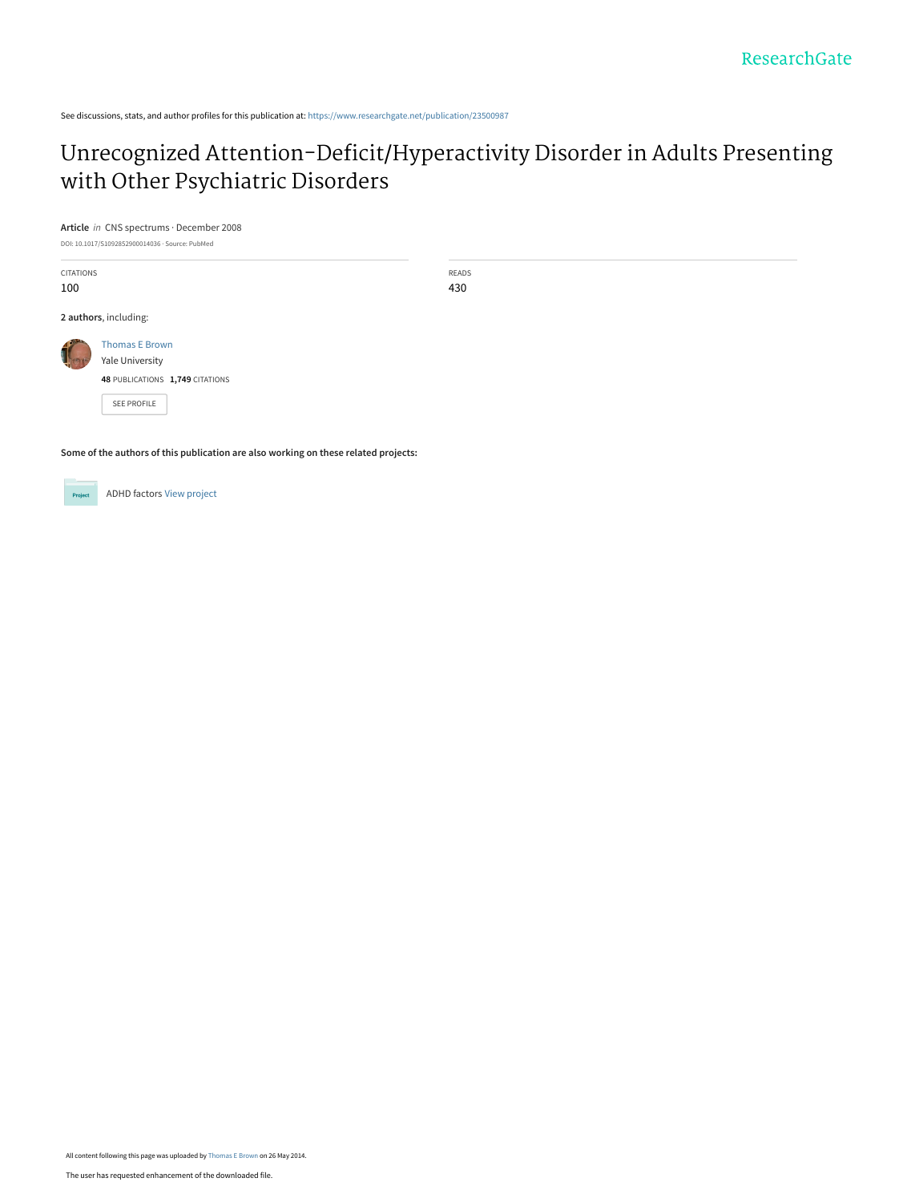See discussions, stats, and author profiles for this publication at: https://www.researchgate.net/publication/23500987

# Unrecognized Attention-Deficit/Hyperactivity Disorder in Adults Presenting with Other Psychiatric Disorders

**Article** *in* CNS spectrums · December 2008

DOI: 10.1017/S1092852900014036 · Source: PubMed

| CITATIONS | READS |
|---|---|
| 100 | 430 |

**2 authors**, including:

Thomas E Brown
Yale University
**48** PUBLICATIONS **1,749** CITATIONS

SEE PROFILE

**Some of the authors of this publication are also working on these related projects:**

ADHD factors View project

All content following this page was uploaded by Thomas E Brown on 26 May 2014.

The user has requested enhancement of the downloaded file.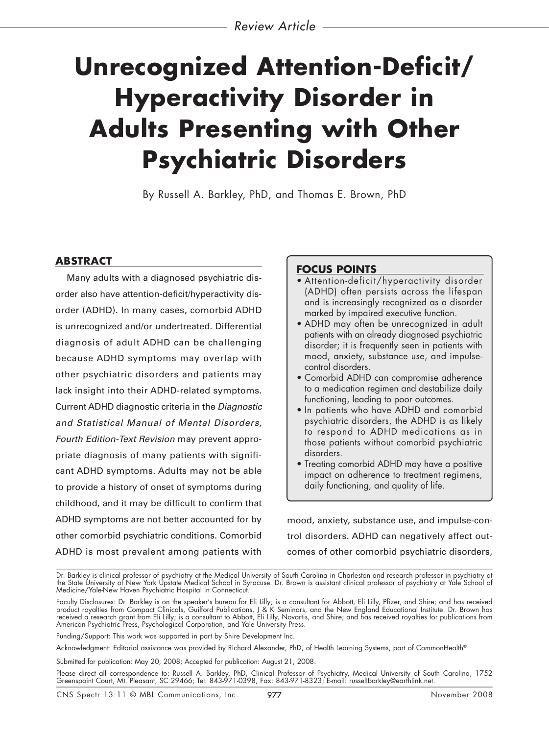# Unrecognized Attention-Deficit/ Hyperactivity Disorder in Adults Presenting with Other Psychiatric Disorders

By Russell A. Barkley, PhD, and Thomas E. Brown, PhD

## ABSTRACT

Many adults with a diagnosed psychiatric disorder also have attention-deficit/hyperactivity disorder (ADHD). In many cases, comorbid ADHD is unrecognized and/or undertreated. Differential diagnosis of adult ADHD can be challenging because ADHD symptoms may overlap with other psychiatric disorders and patients may lack insight into their ADHD-related symptoms. Current ADHD diagnostic criteria in the *Diagnostic and Statistical Manual of Mental Disorders, Fourth Edition-Text Revision* may prevent appropriate diagnosis of many patients with significant ADHD symptoms. Adults may not be able to provide a history of onset of symptoms during childhood, and it may be difficult to confirm that ADHD symptoms are not better accounted for by other comorbid psychiatric conditions. Comorbid ADHD is most prevalent among patients with mood, anxiety, substance use, and impulse-control disorders. ADHD can negatively affect outcomes of other comorbid psychiatric disorders,

## FOCUS POINTS

- Attention-deficit/hyperactivity disorder (ADHD) often persists across the lifespan and is increasingly recognized as a disorder marked by impaired executive function.
- ADHD may often be unrecognized in adult patients with an already diagnosed psychiatric disorder; it is frequently seen in patients with mood, anxiety, substance use, and impulse-control disorders.
- Comorbid ADHD can compromise adherence to a medication regimen and destabilize daily functioning, leading to poor outcomes.
- In patients who have ADHD and comorbid psychiatric disorders, the ADHD is as likely to respond to ADHD medications as in those patients without comorbid psychiatric disorders.
- Treating comorbid ADHD may have a positive impact on adherence to treatment regimens, daily functioning, and quality of life.

---

Dr. Barkley is clinical professor of psychiatry at the Medical University of South Carolina in Charleston and research professor in psychiatry at the State University of New York Upstate Medical School in Syracuse. Dr. Brown is assistant clinical professor of psychiatry at Yale School of Medicine/Yale-New Haven Psychiatric Hospital in Connecticut.

Faculty Disclosures: Dr. Barkley is on the speaker's bureau for Eli Lilly; is a consultant for Abbott, Eli Lilly, Pfizer, and Shire; and has received product royalties from Compact Clinicals, Guilford Publications, J & K Seminars, and the New England Educational Institute. Dr. Brown has received a research grant from Eli Lilly; is a consultant to Abbott, Eli Lilly, Novartis, and Shire; and has received royalties for publications from American Psychiatric Press, Psychological Corporation, and Yale University Press.

Funding/Support: This work was supported in part by Shire Development Inc.

Acknowledgment: Editorial assistance was provided by Richard Alexander, PhD, of Health Learning Systems, part of CommonHealth®.

Submitted for publication: May 20, 2008; Accepted for publication: August 21, 2008.

Please direct all correspondence to: Russell A. Barkley, PhD, Clinical Professor of Psychiatry, Medical University of South Carolina, 1752 Greenspoint Court, Mt. Pleasant, SC 29466; Tel: 843-971-0398, Fax: 843-971-8323; E-mail: russellbarkley@earthlink.net.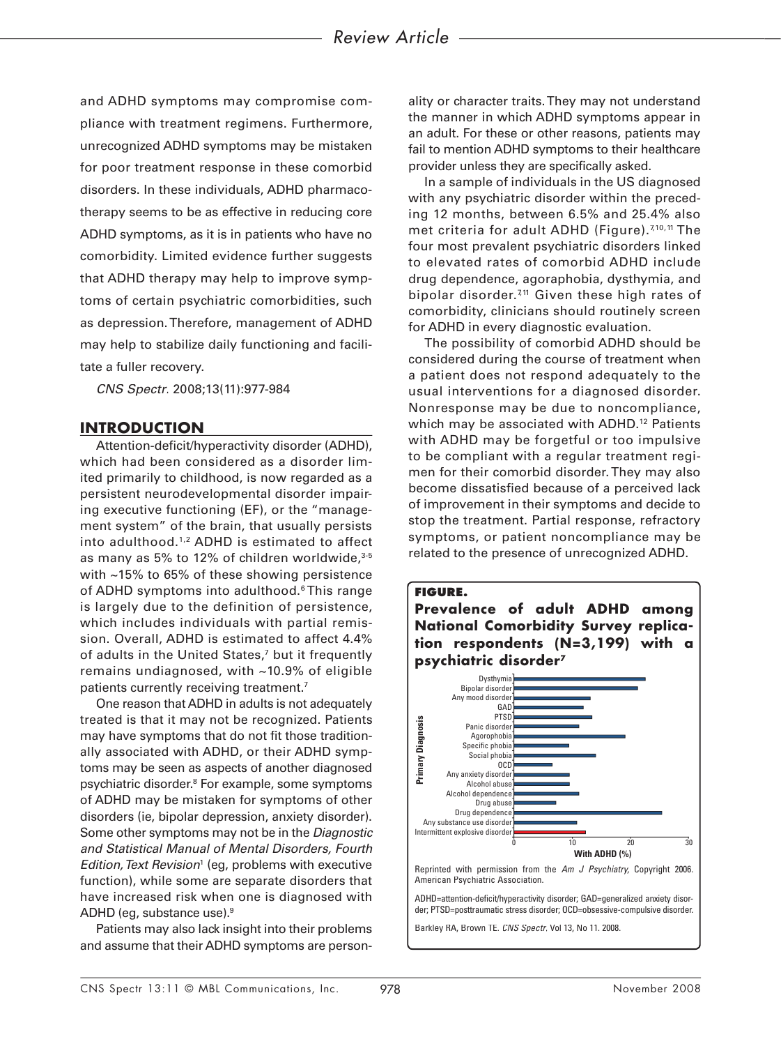and ADHD symptoms may compromise compliance with treatment regimens. Furthermore, unrecognized ADHD symptoms may be mistaken for poor treatment response in these comorbid disorders. In these individuals, ADHD pharmacotherapy seems to be as effective in reducing core ADHD symptoms, as it is in patients who have no comorbidity. Limited evidence further suggests that ADHD therapy may help to improve symptoms of certain psychiatric comorbidities, such as depression. Therefore, management of ADHD may help to stabilize daily functioning and facilitate a fuller recovery.

*CNS Spectr.* 2008;13(11):977-984

## INTRODUCTION

Attention-deficit/hyperactivity disorder (ADHD), which had been considered as a disorder limited primarily to childhood, is now regarded as a persistent neurodevelopmental disorder impairing executive functioning (EF), or the "management system" of the brain, that usually persists into adulthood.[1,2] ADHD is estimated to affect as many as 5% to 12% of children worldwide,[3-5] with ~15% to 65% of these showing persistence of ADHD symptoms into adulthood.[6] This range is largely due to the definition of persistence, which includes individuals with partial remission. Overall, ADHD is estimated to affect 4.4% of adults in the United States,[7] but it frequently remains undiagnosed, with ~10.9% of eligible patients currently receiving treatment.[7]

One reason that ADHD in adults is not adequately treated is that it may not be recognized. Patients may have symptoms that do not fit those traditionally associated with ADHD, or their ADHD symptoms may be seen as aspects of another diagnosed psychiatric disorder.[8] For example, some symptoms of ADHD may be mistaken for symptoms of other disorders (ie, bipolar depression, anxiety disorder). Some other symptoms may not be in the *Diagnostic and Statistical Manual of Mental Disorders, Fourth Edition, Text Revision*[1] (eg, problems with executive function), while some are separate disorders that have increased risk when one is diagnosed with ADHD (eg, substance use).[9]

Patients may also lack insight into their problems and assume that their ADHD symptoms are personality or character traits. They may not understand the manner in which ADHD symptoms appear in an adult. For these or other reasons, patients may fail to mention ADHD symptoms to their healthcare provider unless they are specifically asked.

In a sample of individuals in the US diagnosed with any psychiatric disorder within the preceding 12 months, between 6.5% and 25.4% also met criteria for adult ADHD (Figure).[7,10,11] The four most prevalent psychiatric disorders linked to elevated rates of comorbid ADHD include drug dependence, agoraphobia, dysthymia, and bipolar disorder.[7,11] Given these high rates of comorbidity, clinicians should routinely screen for ADHD in every diagnostic evaluation.

The possibility of comorbid ADHD should be considered during the course of treatment when a patient does not respond adequately to the usual interventions for a diagnosed disorder. Nonresponse may be due to noncompliance, which may be associated with ADHD.[12] Patients with ADHD may be forgetful or too impulsive to be compliant with a regular treatment regimen for their comorbid disorder. They may also become dissatisfied because of a perceived lack of improvement in their symptoms and decide to stop the treatment. Partial response, refractory symptoms, or patient noncompliance may be related to the presence of unrecognized ADHD.

**FIGURE.**

**Prevalence of adult ADHD among National Comorbidity Survey replication respondents (N=3,199) with a psychiatric disorder[7]**

Primary Diagnosis: Dysthymia, Bipolar disorder, Any mood disorder, GAD, PTSD, Panic disorder, Agorophobia, Specific phobia, Social phobia, OCD, Any anxiety disorder, Alcohol abuse, Alcohol dependence, Drug abuse, Drug dependence, Any substance use disorder, Intermittent explosive disorder

With ADHD (%): 0, 10, 20, 30

Reprinted with permission from the *Am J Psychiatry*, Copyright 2006. American Psychiatric Association.

ADHD=attention-deficit/hyperactivity disorder; GAD=generalized anxiety disorder; PTSD=posttraumatic stress disorder; OCD=obsessive-compulsive disorder.

Barkley RA, Brown TE. *CNS Spectr.* Vol 13, No 11. 2008.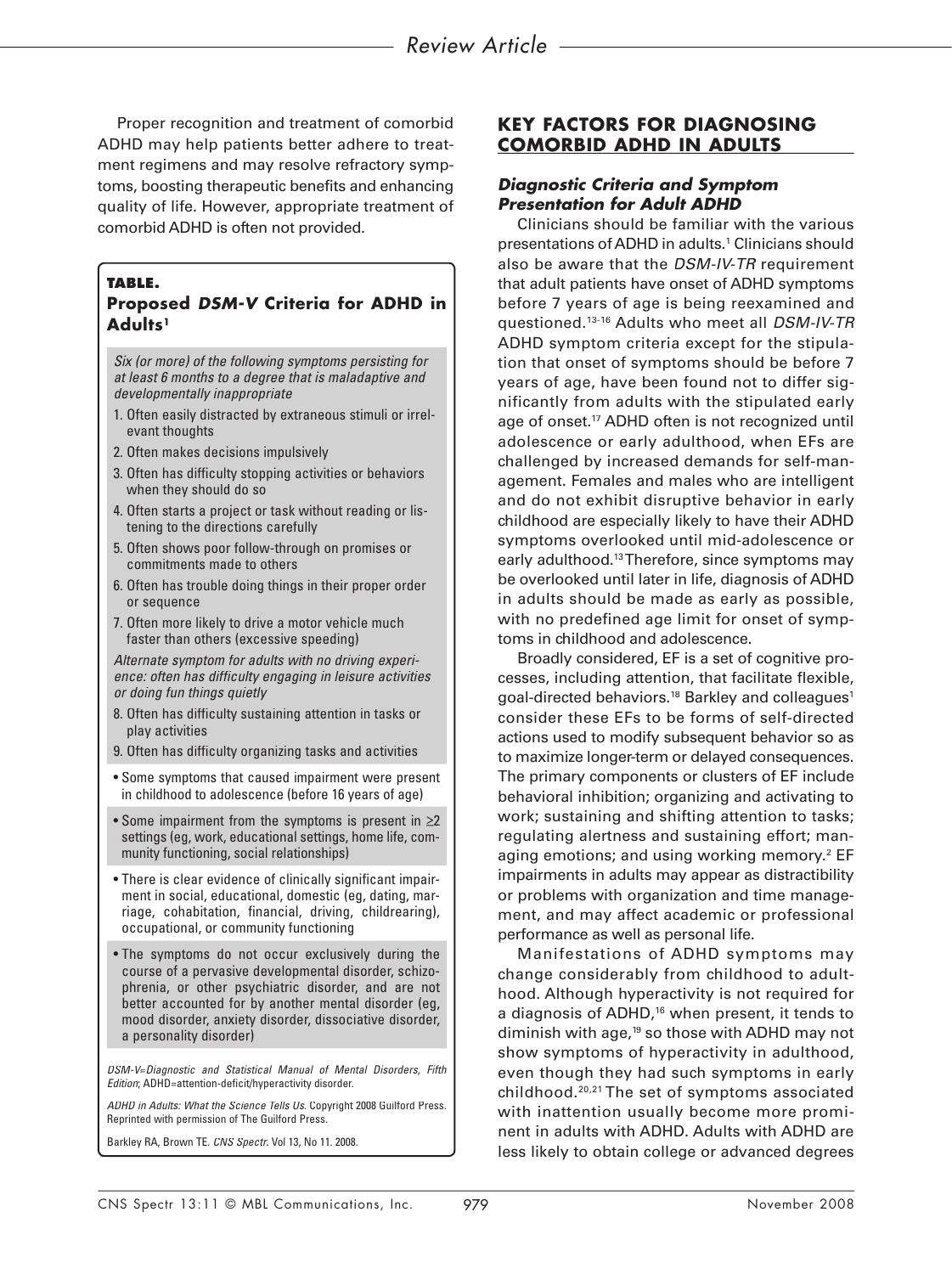Proper recognition and treatment of comorbid ADHD may help patients better adhere to treatment regimens and may resolve refractory symptoms, boosting therapeutic benefits and enhancing quality of life. However, appropriate treatment of comorbid ADHD is often not provided.

**TABLE.**
**Proposed *DSM-V* Criteria for ADHD in Adults[1]**

*Six (or more) of the following symptoms persisting for at least 6 months to a degree that is maladaptive and developmentally inappropriate*

1. Often easily distracted by extraneous stimuli or irrelevant thoughts
2. Often makes decisions impulsively
3. Often has difficulty stopping activities or behaviors when they should do so
4. Often starts a project or task without reading or listening to the directions carefully
5. Often shows poor follow-through on promises or commitments made to others
6. Often has trouble doing things in their proper order or sequence
7. Often more likely to drive a motor vehicle much faster than others (excessive speeding)

*Alternate symptom for adults with no driving experience: often has difficulty engaging in leisure activities or doing fun things quietly*

8. Often has difficulty sustaining attention in tasks or play activities
9. Often has difficulty organizing tasks and activities

- Some symptoms that caused impairment were present in childhood to adolescence (before 16 years of age)
- Some impairment from the symptoms is present in ≥2 settings (eg, work, educational settings, home life, community functioning, social relationships)
- There is clear evidence of clinically significant impairment in social, educational, domestic (eg, dating, marriage, cohabitation, financial, driving, childrearing), occupational, or community functioning
- The symptoms do not occur exclusively during the course of a pervasive developmental disorder, schizophrenia, or other psychiatric disorder, and are not better accounted for by another mental disorder (eg, mood disorder, anxiety disorder, dissociative disorder, a personality disorder)

*DSM-V*=*Diagnostic and Statistical Manual of Mental Disorders, Fifth Edition*; ADHD=attention-deficit/hyperactivity disorder.

*ADHD in Adults: What the Science Tells Us*. Copyright 2008 Guilford Press. Reprinted with permission of The Guilford Press.

Barkley RA, Brown TE. *CNS Spectr*. Vol 13, No 11. 2008.

## KEY FACTORS FOR DIAGNOSING COMORBID ADHD IN ADULTS

### *Diagnostic Criteria and Symptom Presentation for Adult ADHD*

Clinicians should be familiar with the various presentations of ADHD in adults.[1] Clinicians should also be aware that the *DSM-IV-TR* requirement that adult patients have onset of ADHD symptoms before 7 years of age is being reexamined and questioned.[13-16] Adults who meet all *DSM-IV-TR* ADHD symptom criteria except for the stipulation that onset of symptoms should be before 7 years of age, have been found not to differ significantly from adults with the stipulated early age of onset.[17] ADHD often is not recognized until adolescence or early adulthood, when EFs are challenged by increased demands for self-management. Females and males who are intelligent and do not exhibit disruptive behavior in early childhood are especially likely to have their ADHD symptoms overlooked until mid-adolescence or early adulthood.[13] Therefore, since symptoms may be overlooked until later in life, diagnosis of ADHD in adults should be made as early as possible, with no predefined age limit for onset of symptoms in childhood and adolescence.

Broadly considered, EF is a set of cognitive processes, including attention, that facilitate flexible, goal-directed behaviors.[18] Barkley and colleagues[1] consider these EFs to be forms of self-directed actions used to modify subsequent behavior so as to maximize longer-term or delayed consequences. The primary components or clusters of EF include behavioral inhibition; organizing and activating to work; sustaining and shifting attention to tasks; regulating alertness and sustaining effort; managing emotions; and using working memory.[2] EF impairments in adults may appear as distractibility or problems with organization and time management, and may affect academic or professional performance as well as personal life.

Manifestations of ADHD symptoms may change considerably from childhood to adulthood. Although hyperactivity is not required for a diagnosis of ADHD,[16] when present, it tends to diminish with age,[19] so those with ADHD may not show symptoms of hyperactivity in adulthood, even though they had such symptoms in early childhood.[20,21] The set of symptoms associated with inattention usually become more prominent in adults with ADHD. Adults with ADHD are less likely to obtain college or advanced degrees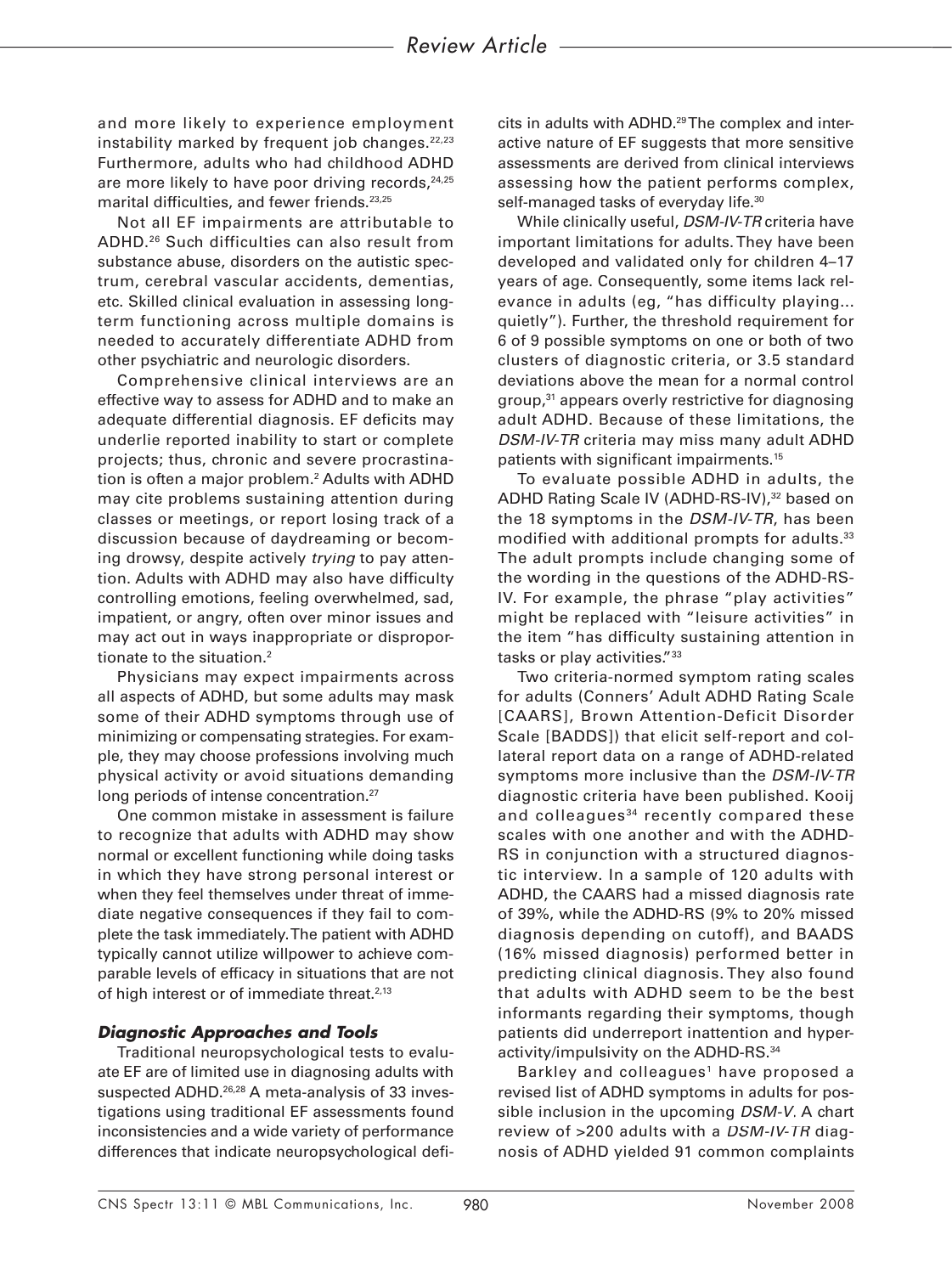and more likely to experience employment instability marked by frequent job changes.[22,23] Furthermore, adults who had childhood ADHD are more likely to have poor driving records,[24,25] marital difficulties, and fewer friends.[23,25]

Not all EF impairments are attributable to ADHD.[26] Such difficulties can also result from substance abuse, disorders on the autistic spectrum, cerebral vascular accidents, dementias, etc. Skilled clinical evaluation in assessing long-term functioning across multiple domains is needed to accurately differentiate ADHD from other psychiatric and neurologic disorders.

Comprehensive clinical interviews are an effective way to assess for ADHD and to make an adequate differential diagnosis. EF deficits may underlie reported inability to start or complete projects; thus, chronic and severe procrastination is often a major problem.[2] Adults with ADHD may cite problems sustaining attention during classes or meetings, or report losing track of a discussion because of daydreaming or becoming drowsy, despite actively *trying* to pay attention. Adults with ADHD may also have difficulty controlling emotions, feeling overwhelmed, sad, impatient, or angry, often over minor issues and may act out in ways inappropriate or disproportionate to the situation.[2]

Physicians may expect impairments across all aspects of ADHD, but some adults may mask some of their ADHD symptoms through use of minimizing or compensating strategies. For example, they may choose professions involving much physical activity or avoid situations demanding long periods of intense concentration.[27]

One common mistake in assessment is failure to recognize that adults with ADHD may show normal or excellent functioning while doing tasks in which they have strong personal interest or when they feel themselves under threat of immediate negative consequences if they fail to complete the task immediately. The patient with ADHD typically cannot utilize willpower to achieve comparable levels of efficacy in situations that are not of high interest or of immediate threat.[2,13]

### Diagnostic Approaches and Tools

Traditional neuropsychological tests to evaluate EF are of limited use in diagnosing adults with suspected ADHD.[26,28] A meta-analysis of 33 investigations using traditional EF assessments found inconsistencies and a wide variety of performance differences that indicate neuropsychological deficits in adults with ADHD.[29] The complex and interactive nature of EF suggests that more sensitive assessments are derived from clinical interviews assessing how the patient performs complex, self-managed tasks of everyday life.[30]

While clinically useful, *DSM-IV-TR* criteria have important limitations for adults. They have been developed and validated only for children 4–17 years of age. Consequently, some items lack relevance in adults (eg, "has difficulty playing... quietly"). Further, the threshold requirement for 6 of 9 possible symptoms on one or both of two clusters of diagnostic criteria, or 3.5 standard deviations above the mean for a normal control group,[31] appears overly restrictive for diagnosing adult ADHD. Because of these limitations, the *DSM-IV-TR* criteria may miss many adult ADHD patients with significant impairments.[15]

To evaluate possible ADHD in adults, the ADHD Rating Scale IV (ADHD-RS-IV),[32] based on the 18 symptoms in the *DSM-IV-TR*, has been modified with additional prompts for adults.[33] The adult prompts include changing some of the wording in the questions of the ADHD-RS-IV. For example, the phrase "play activities" might be replaced with "leisure activities" in the item "has difficulty sustaining attention in tasks or play activities."[33]

Two criteria-normed symptom rating scales for adults (Conners' Adult ADHD Rating Scale [CAARS], Brown Attention-Deficit Disorder Scale [BADDS]) that elicit self-report and collateral report data on a range of ADHD-related symptoms more inclusive than the *DSM-IV-TR* diagnostic criteria have been published. Kooij and colleagues[34] recently compared these scales with one another and with the ADHD-RS in conjunction with a structured diagnostic interview. In a sample of 120 adults with ADHD, the CAARS had a missed diagnosis rate of 39%, while the ADHD-RS (9% to 20% missed diagnosis depending on cutoff), and BAADS (16% missed diagnosis) performed better in predicting clinical diagnosis. They also found that adults with ADHD seem to be the best informants regarding their symptoms, though patients did underreport inattention and hyperactivity/impulsivity on the ADHD-RS.[34]

Barkley and colleagues[1] have proposed a revised list of ADHD symptoms in adults for possible inclusion in the upcoming *DSM-V*. A chart review of >200 adults with a *DSM-IV-TR* diagnosis of ADHD yielded 91 common complaints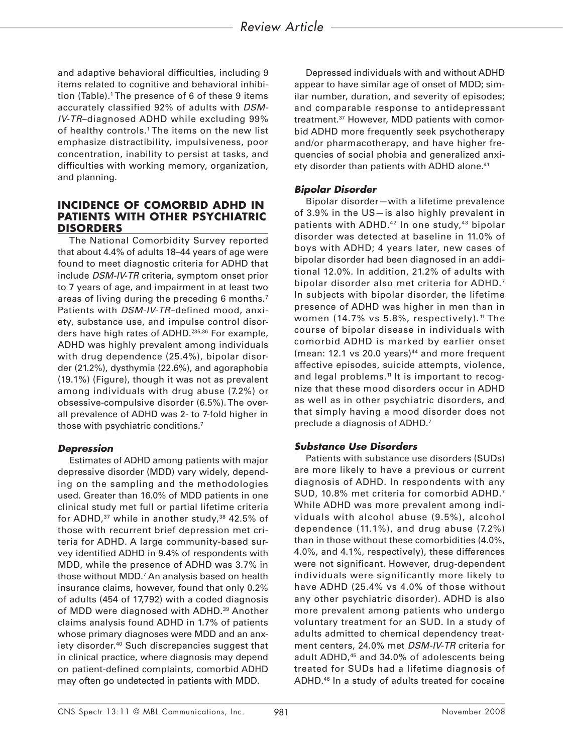and adaptive behavioral difficulties, including 9 items related to cognitive and behavioral inhibition (Table).[1] The presence of 6 of these 9 items accurately classified 92% of adults with *DSM-IV-TR*–diagnosed ADHD while excluding 99% of healthy controls.[1] The items on the new list emphasize distractibility, impulsiveness, poor concentration, inability to persist at tasks, and difficulties with working memory, organization, and planning.

## INCIDENCE OF COMORBID ADHD IN PATIENTS WITH OTHER PSYCHIATRIC DISORDERS

The National Comorbidity Survey reported that about 4.4% of adults 18–44 years of age were found to meet diagnostic criteria for ADHD that include *DSM-IV-TR* criteria, symptom onset prior to 7 years of age, and impairment in at least two areas of living during the preceding 6 months.[7] Patients with *DSM-IV-TR*–defined mood, anxiety, substance use, and impulse control disorders have high rates of ADHD.[7,35,36] For example, ADHD was highly prevalent among individuals with drug dependence (25.4%), bipolar disorder (21.2%), dysthymia (22.6%), and agoraphobia (19.1%) (Figure), though it was not as prevalent among individuals with drug abuse (7.2%) or obsessive-compulsive disorder (6.5%). The overall prevalence of ADHD was 2- to 7-fold higher in those with psychiatric conditions.[7]

### *Depression*

Estimates of ADHD among patients with major depressive disorder (MDD) vary widely, depending on the sampling and the methodologies used. Greater than 16.0% of MDD patients in one clinical study met full or partial lifetime criteria for ADHD,[37] while in another study,[38] 42.5% of those with recurrent brief depression met criteria for ADHD. A large community-based survey identified ADHD in 9.4% of respondents with MDD, while the presence of ADHD was 3.7% in those without MDD.[7] An analysis based on health insurance claims, however, found that only 0.2% of adults (454 of 17,792) with a coded diagnosis of MDD were diagnosed with ADHD.[39] Another claims analysis found ADHD in 1.7% of patients whose primary diagnoses were MDD and an anxiety disorder.[40] Such discrepancies suggest that in clinical practice, where diagnosis may depend on patient-defined complaints, comorbid ADHD may often go undetected in patients with MDD.

Depressed individuals with and without ADHD appear to have similar age of onset of MDD; similar number, duration, and severity of episodes; and comparable response to antidepressant treatment.[37] However, MDD patients with comorbid ADHD more frequently seek psychotherapy and/or pharmacotherapy, and have higher frequencies of social phobia and generalized anxiety disorder than patients with ADHD alone.[41]

### *Bipolar Disorder*

Bipolar disorder—with a lifetime prevalence of 3.9% in the US—is also highly prevalent in patients with ADHD.[42] In one study,[43] bipolar disorder was detected at baseline in 11.0% of boys with ADHD; 4 years later, new cases of bipolar disorder had been diagnosed in an additional 12.0%. In addition, 21.2% of adults with bipolar disorder also met criteria for ADHD.[7] In subjects with bipolar disorder, the lifetime presence of ADHD was higher in men than in women (14.7% vs 5.8%, respectively).[11] The course of bipolar disease in individuals with comorbid ADHD is marked by earlier onset (mean: 12.1 vs 20.0 years)[44] and more frequent affective episodes, suicide attempts, violence, and legal problems.[11] It is important to recognize that these mood disorders occur in ADHD as well as in other psychiatric disorders, and that simply having a mood disorder does not preclude a diagnosis of ADHD.[7]

### *Substance Use Disorders*

Patients with substance use disorders (SUDs) are more likely to have a previous or current diagnosis of ADHD. In respondents with any SUD, 10.8% met criteria for comorbid ADHD.[7] While ADHD was more prevalent among individuals with alcohol abuse (9.5%), alcohol dependence (11.1%), and drug abuse (7.2%) than in those without these comorbidities (4.0%, 4.0%, and 4.1%, respectively), these differences were not significant. However, drug-dependent individuals were significantly more likely to have ADHD (25.4% vs 4.0% of those without any other psychiatric disorder). ADHD is also more prevalent among patients who undergo voluntary treatment for an SUD. In a study of adults admitted to chemical dependency treatment centers, 24.0% met *DSM-IV-TR* criteria for adult ADHD,[45] and 34.0% of adolescents being treated for SUDs had a lifetime diagnosis of ADHD.[46] In a study of adults treated for cocaine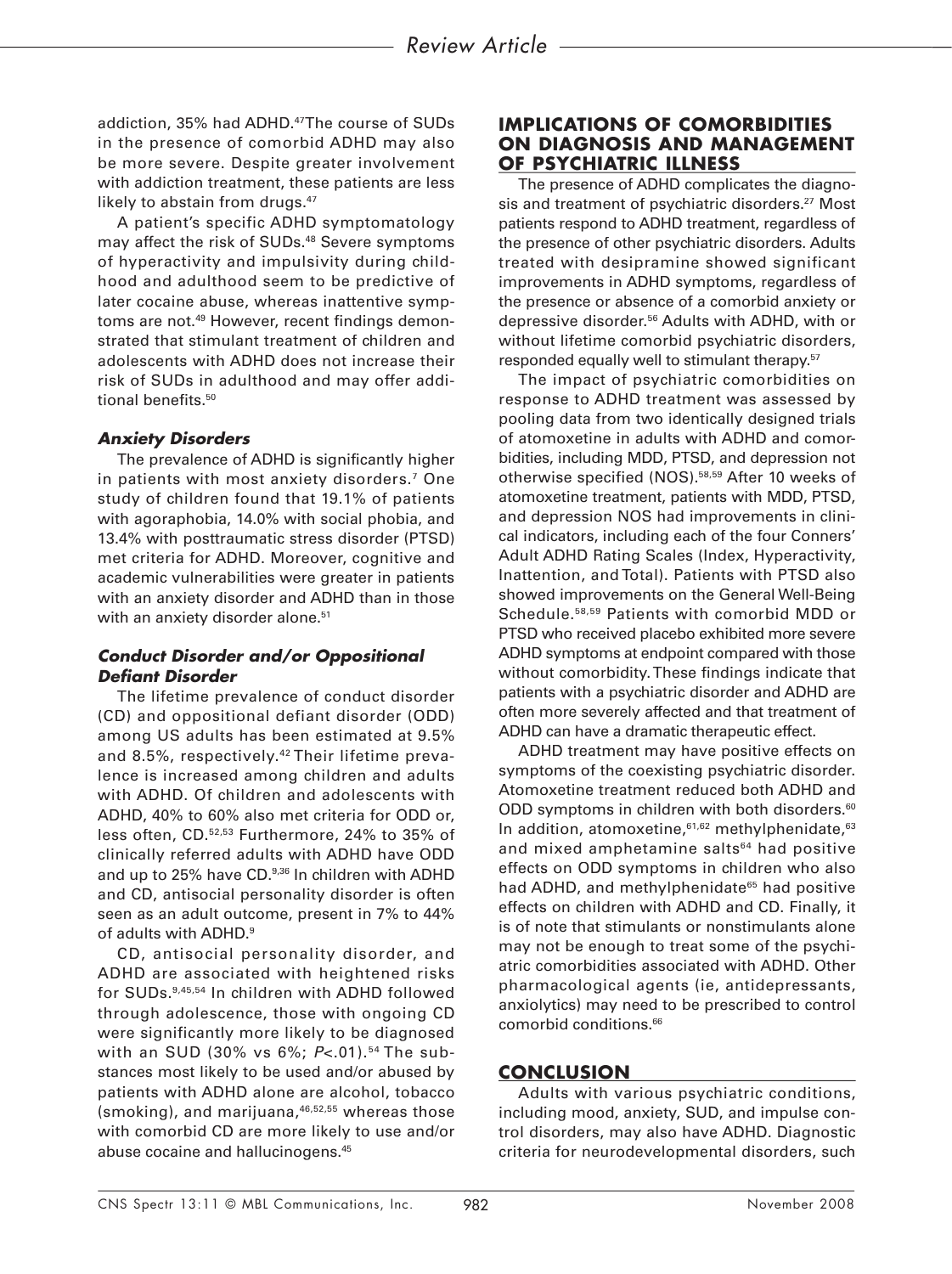addiction, 35% had ADHD.[47] The course of SUDs in the presence of comorbid ADHD may also be more severe. Despite greater involvement with addiction treatment, these patients are less likely to abstain from drugs.[47]

A patient's specific ADHD symptomatology may affect the risk of SUDs.[48] Severe symptoms of hyperactivity and impulsivity during childhood and adulthood seem to be predictive of later cocaine abuse, whereas inattentive symptoms are not.[49] However, recent findings demonstrated that stimulant treatment of children and adolescents with ADHD does not increase their risk of SUDs in adulthood and may offer additional benefits.[50]

### *Anxiety Disorders*

The prevalence of ADHD is significantly higher in patients with most anxiety disorders.[7] One study of children found that 19.1% of patients with agoraphobia, 14.0% with social phobia, and 13.4% with posttraumatic stress disorder (PTSD) met criteria for ADHD. Moreover, cognitive and academic vulnerabilities were greater in patients with an anxiety disorder and ADHD than in those with an anxiety disorder alone.[51]

### *Conduct Disorder and/or Oppositional Defiant Disorder*

The lifetime prevalence of conduct disorder (CD) and oppositional defiant disorder (ODD) among US adults has been estimated at 9.5% and 8.5%, respectively.[42] Their lifetime prevalence is increased among children and adults with ADHD. Of children and adolescents with ADHD, 40% to 60% also met criteria for ODD or, less often, CD.[52,53] Furthermore, 24% to 35% of clinically referred adults with ADHD have ODD and up to 25% have CD.[9,36] In children with ADHD and CD, antisocial personality disorder is often seen as an adult outcome, present in 7% to 44% of adults with ADHD.[9]

CD, antisocial personality disorder, and ADHD are associated with heightened risks for SUDs.[9,45,54] In children with ADHD followed through adolescence, those with ongoing CD were significantly more likely to be diagnosed with an SUD (30% vs 6%; $P<.01$).[54] The substances most likely to be used and/or abused by patients with ADHD alone are alcohol, tobacco (smoking), and marijuana,[46,52,55] whereas those with comorbid CD are more likely to use and/or abuse cocaine and hallucinogens.[45]

## IMPLICATIONS OF COMORBIDITIES ON DIAGNOSIS AND MANAGEMENT OF PSYCHIATRIC ILLNESS

The presence of ADHD complicates the diagnosis and treatment of psychiatric disorders.[27] Most patients respond to ADHD treatment, regardless of the presence of other psychiatric disorders. Adults treated with desipramine showed significant improvements in ADHD symptoms, regardless of the presence or absence of a comorbid anxiety or depressive disorder.[56] Adults with ADHD, with or without lifetime comorbid psychiatric disorders, responded equally well to stimulant therapy.[57]

The impact of psychiatric comorbidities on response to ADHD treatment was assessed by pooling data from two identically designed trials of atomoxetine in adults with ADHD and comorbidities, including MDD, PTSD, and depression not otherwise specified (NOS).[58,59] After 10 weeks of atomoxetine treatment, patients with MDD, PTSD, and depression NOS had improvements in clinical indicators, including each of the four Conners' Adult ADHD Rating Scales (Index, Hyperactivity, Inattention, and Total). Patients with PTSD also showed improvements on the General Well-Being Schedule.[58,59] Patients with comorbid MDD or PTSD who received placebo exhibited more severe ADHD symptoms at endpoint compared with those without comorbidity. These findings indicate that patients with a psychiatric disorder and ADHD are often more severely affected and that treatment of ADHD can have a dramatic therapeutic effect.

ADHD treatment may have positive effects on symptoms of the coexisting psychiatric disorder. Atomoxetine treatment reduced both ADHD and ODD symptoms in children with both disorders.[60] In addition, atomoxetine,[61,62] methylphenidate,[63] and mixed amphetamine salts[64] had positive effects on ODD symptoms in children who also had ADHD, and methylphenidate[65] had positive effects on children with ADHD and CD. Finally, it is of note that stimulants or nonstimulants alone may not be enough to treat some of the psychiatric comorbidities associated with ADHD. Other pharmacological agents (ie, antidepressants, anxiolytics) may need to be prescribed to control comorbid conditions.[66]

## CONCLUSION

Adults with various psychiatric conditions, including mood, anxiety, SUD, and impulse control disorders, may also have ADHD. Diagnostic criteria for neurodevelopmental disorders, such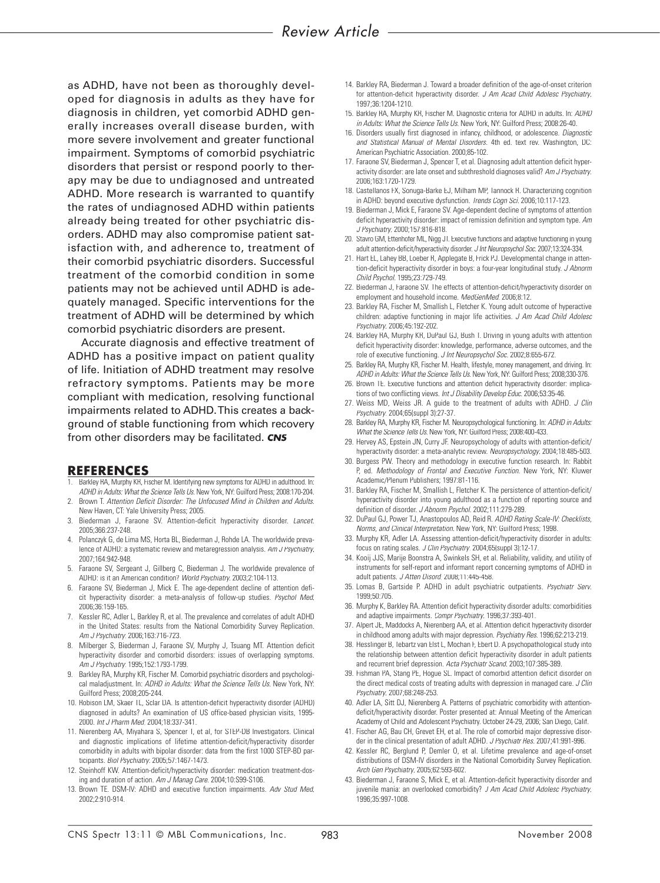as ADHD, have not been as thoroughly developed for diagnosis in adults as they have for diagnosis in children, yet comorbid ADHD generally increases overall disease burden, with more severe involvement and greater functional impairment. Symptoms of comorbid psychiatric disorders that persist or respond poorly to therapy may be due to undiagnosed and untreated ADHD. More research is warranted to quantify the rates of undiagnosed ADHD within patients already being treated for other psychiatric disorders. ADHD may also compromise patient satisfaction with, and adherence to, treatment of their comorbid psychiatric disorders. Successful treatment of the comorbid condition in some patients may not be achieved until ADHD is adequately managed. Specific interventions for the treatment of ADHD will be determined by which comorbid psychiatric disorders are present.

Accurate diagnosis and effective treatment of ADHD has a positive impact on patient quality of life. Initiation of ADHD treatment may resolve refractory symptoms. Patients may be more compliant with medication, resolving functional impairments related to ADHD. This creates a background of stable functioning from which recovery from other disorders may be facilitated. ***CNS***

## REFERENCES

1. Barkley RA, Murphy KR, Fischer M. Identifying new symptoms for ADHD in adulthood. In: *ADHD in Adults: What the Science Tells Us*. New York, NY: Guilford Press; 2008:170-204.
2. Brown T. *Attention Deficit Disorder: The Unfocused Mind in Children and Adults*. New Haven, CT: Yale University Press; 2005.
3. Biederman J, Faraone SV. Attention-deficit hyperactivity disorder. *Lancet*. 2005;366:237-248.
4. Polanczyk G, de Lima MS, Horta BL, Biederman J, Rohde LA. The worldwide prevalence of ADHD: a systematic review and metaregression analysis. *Am J Psychiatry*. 2007;164:942-948.
5. Faraone SV, Sergeant J, Gillberg C, Biederman J. The worldwide prevalence of ADHD: is it an American condition? *World Psychiatry*. 2003;2:104-113.
6. Faraone SV, Biederman J, Mick E. The age-dependent decline of attention deficit hyperactivity disorder: a meta-analysis of follow-up studies. *Psychol Med*. 2006;36:159-165.
7. Kessler RC, Adler L, Barkley R, et al. The prevalence and correlates of adult ADHD in the United States: results from the National Comorbidity Survey Replication. *Am J Psychiatry*. 2006;163:716-723.
8. Milberger S, Biederman J, Faraone SV, Murphy J, Tsuang MT. Attention deficit hyperactivity disorder and comorbid disorders: issues of overlapping symptoms. *Am J Psychiatry*. 1995;152:1793-1799.
9. Barkley RA, Murphy KR, Fischer M. Comorbid psychiatric disorders and psychological maladjustment. In: *ADHD in Adults: What the Science Tells Us*. New York, NY: Guilford Press; 2008;205-244.
10. Hobson LM, Skaer TL, Sclar DA. Is attention-deficit hyperactivity disorder (ADHD) diagnosed in adults? An examination of US office-based physician visits, 1995-2000. *Int J Pharm Med*. 2004;18:337-341.
11. Nierenberg AA, Miyahara S, Spencer T, et al, for STEP-BD Investigators. Clinical and diagnostic implications of lifetime attention-deficit/hyperactivity disorder comorbidity in adults with bipolar disorder: data from the first 1000 STEP-BD participants. *Biol Psychiatry*. 2005;57:1467-1473.
12. Steinhoff KW. Attention-deficit/hyperactivity disorder: medication treatment-dosing and duration of action. *Am J Manag Care*. 2004;10:S99-S106.
13. Brown TE. DSM-IV: ADHD and executive function impairments. *Adv Stud Med*. 2002;2:910-914.
14. Barkley RA, Biederman J. Toward a broader definition of the age-of-onset criterion for attention-deficit hyperactivity disorder. *J Am Acad Child Adolesc Psychiatry*. 1997;36:1204-1210.
15. Barkley RA, Murphy KR, Fischer M. Diagnostic criteria for ADHD in adults. In: *ADHD in Adults: What the Science Tells Us*. New York, NY: Guilford Press; 2008:26-40.
16. Disorders usually first diagnosed in infancy, childhood, or adolescence. *Diagnostic and Statistical Manual of Mental Disorders*. 4th ed. text rev. Washington, DC: American Psychiatric Association. 2000;85-102.
17. Faraone SV, Biederman J, Spencer T, et al. Diagnosing adult attention deficit hyperactivity disorder: are late onset and subthreshold diagnoses valid? *Am J Psychiatry*. 2006;163:1720-1729.
18. Castellanos FX, Sonuga-Barke EJ, Milham MP, Tannock R. Characterizing cognition in ADHD: beyond executive dysfunction. *Trends Cogn Sci*. 2006;10:117-123.
19. Biederman J, Mick E, Faraone SV. Age-dependent decline of symptoms of attention deficit hyperactivity disorder: impact of remission definition and symptom type. *Am J Psychiatry*. 2000;157:816-818.
20. Stavro GM, Ettenhofer ML, Nigg JT. Executive functions and adaptive functioning in young adult attention-deficit/hyperactivity disorder. *J Int Neuropsychol Soc*. 2007;13:324-334.
21. Hart EL, Lahey BB, Loeber R, Applegate B, Frick PJ. Developmental change in attention-deficit hyperactivity disorder in boys: a four-year longitudinal study. *J Abnorm Child Psychol*. 1995;23:729-749.
22. Biederman J, Faraone SV. The effects of attention-deficit/hyperactivity disorder on employment and household income. *MedGenMed*. 2006;8:12.
23. Barkley RA, Fischer M, Smallish L, Fletcher K. Young adult outcome of hyperactive children: adaptive functioning in major life activities. *J Am Acad Child Adolesc Psychiatry*. 2006;45:192-202.
24. Barkley RA, Murphy KR, DuPaul GJ, Bush T. Driving in young adults with attention deficit hyperactivity disorder: knowledge, performance, adverse outcomes, and the role of executive functioning. *J Int Neuropsychol Soc*. 2002;8:655-672.
25. Barkley RA, Murphy KR, Fischer M. Health, lifestyle, money management, and driving. In: *ADHD in Adults: What the Science Tells Us*. New York, NY: Guilford Press; 2008;330-376.
26. Brown TE. Executive functions and attention deficit hyperactivity disorder: implications of two conflicting views. *Int J Disability Develop Educ*. 2006;53:35-46.
27. Weiss MD, Weiss JR. A guide to the treatment of adults with ADHD. *J Clin Psychiatry*. 2004;65(suppl 3):27-37.
28. Barkley RA, Murphy KR, Fischer M. Neuropsychological functioning. In: *ADHD in Adults: What the Science Tells Us*. New York, NY: Guilford Press; 2008:400-433.
29. Hervey AS, Epstein JN, Curry JF. Neuropsychology of adults with attention-deficit/hyperactivity disorder: a meta-analytic review. *Neuropsychology*. 2004;18:485-503.
30. Burgess PW. Theory and methodology in executive function research. In: Rabbit P, ed. *Methodology of Frontal and Executive Function*. New York, NY: Kluwer Academic/Plenum Publishers; 1997:81-116.
31. Barkley RA, Fischer M, Smallish L, Fletcher K. The persistence of attention-deficit/hyperactivity disorder into young adulthood as a function of reporting source and definition of disorder. *J Abnorm Psychol*. 2002;111:279-289.
32. DuPaul GJ, Power TJ, Anastopoulos AD, Reid R. *ADHD Rating Scale-IV: Checklists, Norms, and Clinical Interpretation*. New York, NY: Guilford Press; 1998.
33. Murphy KR, Adler LA. Assessing attention-deficit/hyperactivity disorder in adults: focus on rating scales. *J Clin Psychiatry*. 2004;65(suppl 3):12-17.
34. Kooij JJS, Marije Boonstra A, Swinkels SH, et al. Reliability, validity, and utility of instruments for self-report and informant report concerning symptoms of ADHD in adult patients. *J Atten Disord*. 2008;11:445-458.
35. Lomas B, Gartside P. ADHD in adult psychiatric outpatients. *Psychiatr Serv*. 1999;50:705.
36. Murphy K, Barkley RA. Attention deficit hyperactivity disorder adults: comorbidities and adaptive impairments. *Compr Psychiatry*. 1996;37:393-401.
37. Alpert JE, Maddocks A, Nierenberg AA, et al. Attention deficit hyperactivity disorder in childhood among adults with major depression. *Psychiatry Res*. 1996;62:213-219.
38. Hesslinger B, Tebartz van Elst L, Mochan F, Ebert D. A psychopathological study into the relationship between attention deficit hyperactivity disorder in adult patients and recurrent brief depression. *Acta Psychiatr Scand*. 2003;107:385-389.
39. Fishman PA, Stang PE, Hogue SL. Impact of comorbid attention deficit disorder on the direct medical costs of treating adults with depression in managed care. *J Clin Psychiatry*. 2007;68:248-253.
40. Adler LA, Sitt DJ, Nierenberg A. Patterns of psychiatric comorbidity with attention-deficit/hyperactivity disorder. Poster presented at: Annual Meeting of the American Academy of Child and Adolescent Psychiatry. October 24-29, 2006; San Diego, Calif.
41. Fischer AG, Bau CH, Grevet EH, et al. The role of comorbid major depressive disorder in the clinical presentation of adult ADHD. *J Psychiatr Res*. 2007;41:991-996.
42. Kessler RC, Berglund P, Demler O, et al. Lifetime prevalence and age-of-onset distributions of DSM-IV disorders in the National Comorbidity Survey Replication. *Arch Gen Psychiatry*. 2005;62:593-602.
43. Biederman J, Faraone S, Mick E, et al. Attention-deficit hyperactivity disorder and juvenile mania: an overlooked comorbidity? *J Am Acad Child Adolesc Psychiatry*. 1996;35:997-1008.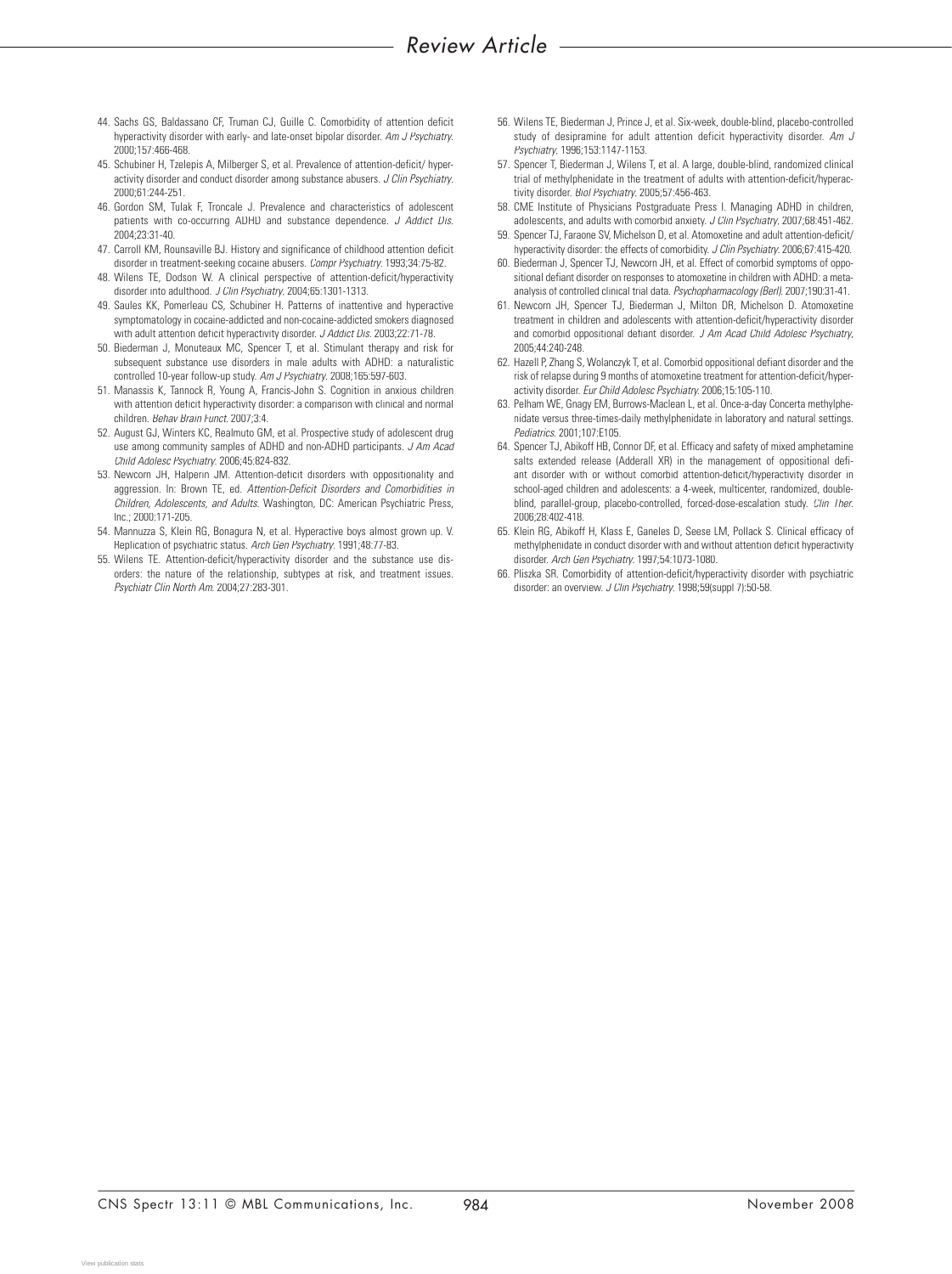44. Sachs GS, Baldassano CF, Truman CJ, Guille C. Comorbidity of attention deficit hyperactivity disorder with early- and late-onset bipolar disorder. *Am J Psychiatry*. 2000;157:466-468.
45. Schubiner H, Tzelepis A, Milberger S, et al. Prevalence of attention-deficit/ hyperactivity disorder and conduct disorder among substance abusers. *J Clin Psychiatry*. 2000;61:244-251.
46. Gordon SM, Tulak F, Troncale J. Prevalence and characteristics of adolescent patients with co-occurring ADHD and substance dependence. *J Addict Dis*. 2004;23:31-40.
47. Carroll KM, Rounsaville BJ. History and significance of childhood attention deficit disorder in treatment-seeking cocaine abusers. *Compr Psychiatry*. 1993;34:75-82.
48. Wilens TE, Dodson W. A clinical perspective of attention-deficit/hyperactivity disorder into adulthood. *J Clin Psychiatry*. 2004;65:1301-1313.
49. Saules KK, Pomerleau CS, Schubiner H. Patterns of inattentive and hyperactive symptomatology in cocaine-addicted and non-cocaine-addicted smokers diagnosed with adult attention deficit hyperactivity disorder. *J Addict Dis*. 2003;22:71-78.
50. Biederman J, Monuteaux MC, Spencer T, et al. Stimulant therapy and risk for subsequent substance use disorders in male adults with ADHD: a naturalistic controlled 10-year follow-up study. *Am J Psychiatry*. 2008;165:597-603.
51. Manassis K, Tannock R, Young A, Francis-John S. Cognition in anxious children with attention deficit hyperactivity disorder: a comparison with clinical and normal children. *Behav Brain Funct*. 2007;3:4.
52. August GJ, Winters KC, Realmuto GM, et al. Prospective study of adolescent drug use among community samples of ADHD and non-ADHD participants. *J Am Acad Child Adolesc Psychiatry*. 2006;45:824-832.
53. Newcorn JH, Halperin JM. Attention-deficit disorders with oppositionality and aggression. In: Brown TE, ed. *Attention-Deficit Disorders and Comorbidities in Children, Adolescents, and Adults*. Washington, DC: American Psychiatric Press, Inc.; 2000:171-205.
54. Mannuzza S, Klein RG, Bonagura N, et al. Hyperactive boys almost grown up. V. Replication of psychiatric status. *Arch Gen Psychiatry*. 1991;48:77-83.
55. Wilens TE. Attention-deficit/hyperactivity disorder and the substance use disorders: the nature of the relationship, subtypes at risk, and treatment issues. *Psychiatr Clin North Am*. 2004;27:283-301.
56. Wilens TE, Biederman J, Prince J, et al. Six-week, double-blind, placebo-controlled study of desipramine for adult attention deficit hyperactivity disorder. *Am J Psychiatry*. 1996;153:1147-1153.
57. Spencer T, Biederman J, Wilens T, et al. A large, double-blind, randomized clinical trial of methylphenidate in the treatment of adults with attention-deficit/hyperactivity disorder. *Biol Psychiatry*. 2005;57:456-463.
58. CME Institute of Physicians Postgraduate Press I. Managing ADHD in children, adolescents, and adults with comorbid anxiety. *J Clin Psychiatry*. 2007;68:451-462.
59. Spencer TJ, Faraone SV, Michelson D, et al. Atomoxetine and adult attention-deficit/ hyperactivity disorder: the effects of comorbidity. *J Clin Psychiatry*. 2006;67:415-420.
60. Biederman J, Spencer TJ, Newcorn JH, et al. Effect of comorbid symptoms of oppositional defiant disorder on responses to atomoxetine in children with ADHD: a meta-analysis of controlled clinical trial data. *Psychopharmacology (Berl)*. 2007;190:31-41.
61. Newcorn JH, Spencer TJ, Biederman J, Milton DR, Michelson D. Atomoxetine treatment in children and adolescents with attention-deficit/hyperactivity disorder and comorbid oppositional defiant disorder. *J Am Acad Child Adolesc Psychiatry*. 2005;44:240-248.
62. Hazell P, Zhang S, Wolanczyk T, et al. Comorbid oppositional defiant disorder and the risk of relapse during 9 months of atomoxetine treatment for attention-deficit/hyperactivity disorder. *Eur Child Adolesc Psychiatry*. 2006;15:105-110.
63. Pelham WE, Gnagy EM, Burrows-Maclean L, et al. Once-a-day Concerta methylphenidate versus three-times-daily methylphenidate in laboratory and natural settings. *Pediatrics*. 2001;107:E105.
64. Spencer TJ, Abikoff HB, Connor DF, et al. Efficacy and safety of mixed amphetamine salts extended release (Adderall XR) in the management of oppositional defiant disorder with or without comorbid attention-deficit/hyperactivity disorder in school-aged children and adolescents: a 4-week, multicenter, randomized, double-blind, parallel-group, placebo-controlled, forced-dose-escalation study. *Clin Ther*. 2006;28:402-418.
65. Klein RG, Abikoff H, Klass E, Ganeles D, Seese LM, Pollack S. Clinical efficacy of methylphenidate in conduct disorder with and without attention deficit hyperactivity disorder. *Arch Gen Psychiatry*. 1997;54:1073-1080.
66. Pliszka SR. Comorbidity of attention-deficit/hyperactivity disorder with psychiatric disorder: an overview. *J Clin Psychiatry*. 1998;59(suppl 7):50-58.